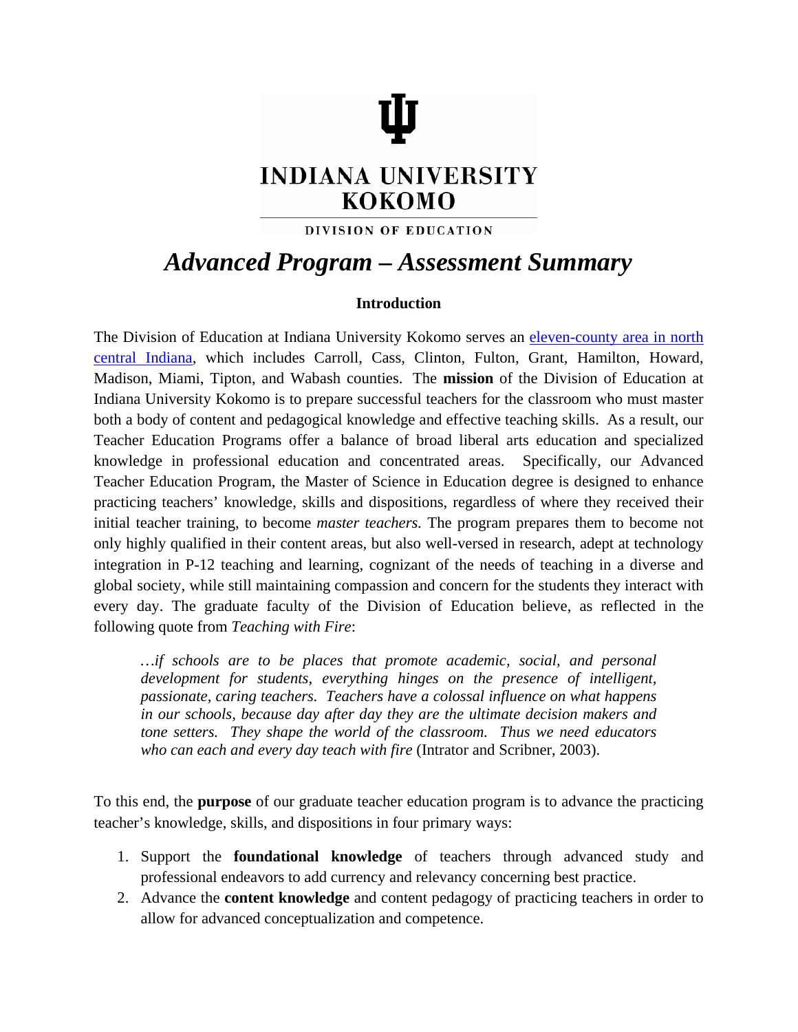INDIANA UNIVERSITY
KOKOMO

DIVISION OF EDUCATION

# *Advanced Program – Assessment Summary*

## Introduction

The Division of Education at Indiana University Kokomo serves an eleven-county area in north central Indiana, which includes Carroll, Cass, Clinton, Fulton, Grant, Hamilton, Howard, Madison, Miami, Tipton, and Wabash counties. The **mission** of the Division of Education at Indiana University Kokomo is to prepare successful teachers for the classroom who must master both a body of content and pedagogical knowledge and effective teaching skills. As a result, our Teacher Education Programs offer a balance of broad liberal arts education and specialized knowledge in professional education and concentrated areas. Specifically, our Advanced Teacher Education Program, the Master of Science in Education degree is designed to enhance practicing teachers' knowledge, skills and dispositions, regardless of where they received their initial teacher training, to become *master teachers.* The program prepares them to become not only highly qualified in their content areas, but also well-versed in research, adept at technology integration in P-12 teaching and learning, cognizant of the needs of teaching in a diverse and global society, while still maintaining compassion and concern for the students they interact with every day. The graduate faculty of the Division of Education believe, as reflected in the following quote from *Teaching with Fire*:

> *…if schools are to be places that promote academic, social, and personal development for students, everything hinges on the presence of intelligent, passionate, caring teachers. Teachers have a colossal influence on what happens in our schools, because day after day they are the ultimate decision makers and tone setters. They shape the world of the classroom. Thus we need educators who can each and every day teach with fire* (Intrator and Scribner, 2003).

To this end, the **purpose** of our graduate teacher education program is to advance the practicing teacher's knowledge, skills, and dispositions in four primary ways:

1. Support the **foundational knowledge** of teachers through advanced study and professional endeavors to add currency and relevancy concerning best practice.
2. Advance the **content knowledge** and content pedagogy of practicing teachers in order to allow for advanced conceptualization and competence.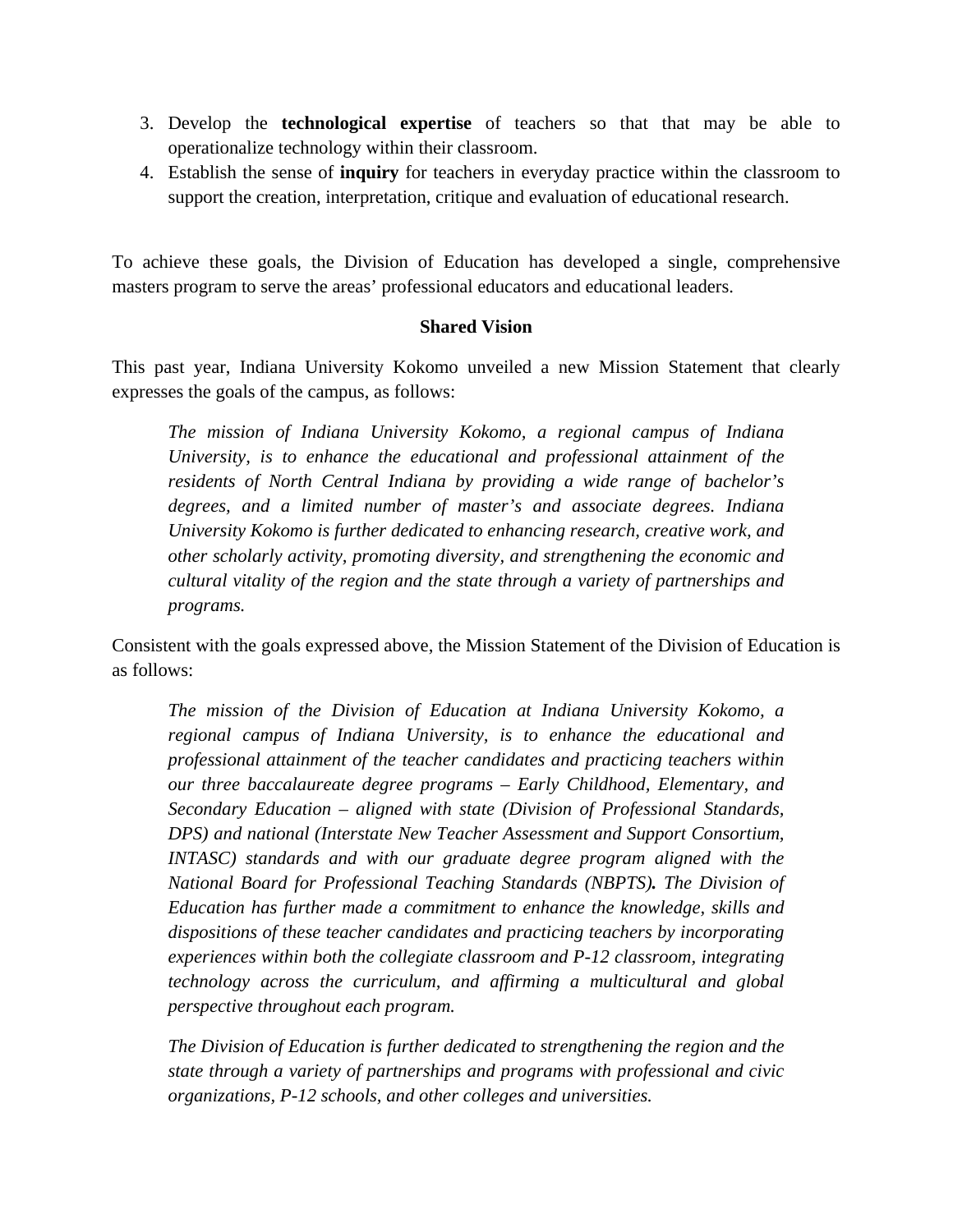3. Develop the **technological expertise** of teachers so that that may be able to operationalize technology within their classroom.
4. Establish the sense of **inquiry** for teachers in everyday practice within the classroom to support the creation, interpretation, critique and evaluation of educational research.

To achieve these goals, the Division of Education has developed a single, comprehensive masters program to serve the areas' professional educators and educational leaders.

**Shared Vision**

This past year, Indiana University Kokomo unveiled a new Mission Statement that clearly expresses the goals of the campus, as follows:

> *The mission of Indiana University Kokomo, a regional campus of Indiana University, is to enhance the educational and professional attainment of the residents of North Central Indiana by providing a wide range of bachelor's degrees, and a limited number of master's and associate degrees. Indiana University Kokomo is further dedicated to enhancing research, creative work, and other scholarly activity, promoting diversity, and strengthening the economic and cultural vitality of the region and the state through a variety of partnerships and programs.*

Consistent with the goals expressed above, the Mission Statement of the Division of Education is as follows:

> *The mission of the Division of Education at Indiana University Kokomo, a regional campus of Indiana University, is to enhance the educational and professional attainment of the teacher candidates and practicing teachers within our three baccalaureate degree programs – Early Childhood, Elementary, and Secondary Education – aligned with state (Division of Professional Standards, DPS) and national (Interstate New Teacher Assessment and Support Consortium, INTASC) standards and with our graduate degree program aligned with the National Board for Professional Teaching Standards (NBPTS)**.** The Division of Education has further made a commitment to enhance the knowledge, skills and dispositions of these teacher candidates and practicing teachers by incorporating experiences within both the collegiate classroom and P-12 classroom, integrating technology across the curriculum, and affirming a multicultural and global perspective throughout each program.*
>
> *The Division of Education is further dedicated to strengthening the region and the state through a variety of partnerships and programs with professional and civic organizations, P-12 schools, and other colleges and universities.*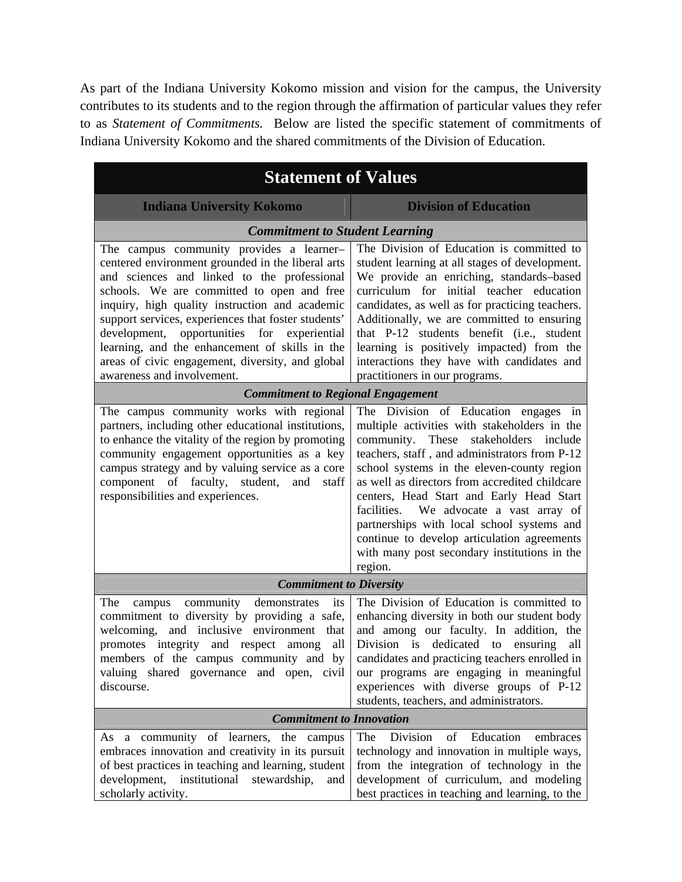As part of the Indiana University Kokomo mission and vision for the campus, the University contributes to its students and to the region through the affirmation of particular values they refer to as *Statement of Commitments.* Below are listed the specific statement of commitments of Indiana University Kokomo and the shared commitments of the Division of Education.

| **Statement of Values** | |
|---|---|
| **Indiana University Kokomo** | **Division of Education** |
| ***Commitment to Student Learning*** | |
| The campus community provides a learner–centered environment grounded in the liberal arts and sciences and linked to the professional schools. We are committed to open and free inquiry, high quality instruction and academic support services, experiences that foster students' development, opportunities for experiential learning, and the enhancement of skills in the areas of civic engagement, diversity, and global awareness and involvement. | The Division of Education is committed to student learning at all stages of development. We provide an enriching, standards–based curriculum for initial teacher education candidates, as well as for practicing teachers. Additionally, we are committed to ensuring that P-12 students benefit (i.e., student learning is positively impacted) from the interactions they have with candidates and practitioners in our programs. |
| ***Commitment to Regional Engagement*** | |
| The campus community works with regional partners, including other educational institutions, to enhance the vitality of the region by promoting community engagement opportunities as a key campus strategy and by valuing service as a core component of faculty, student, and staff responsibilities and experiences. | The Division of Education engages in multiple activities with stakeholders in the community. These stakeholders include teachers, staff , and administrators from P-12 school systems in the eleven-county region as well as directors from accredited childcare centers, Head Start and Early Head Start facilities. We advocate a vast array of partnerships with local school systems and continue to develop articulation agreements with many post secondary institutions in the region. |
| ***Commitment to Diversity*** | |
| The campus community demonstrates its commitment to diversity by providing a safe, welcoming, and inclusive environment that promotes integrity and respect among all members of the campus community and by valuing shared governance and open, civil discourse. | The Division of Education is committed to enhancing diversity in both our student body and among our faculty. In addition, the Division is dedicated to ensuring all candidates and practicing teachers enrolled in our programs are engaging in meaningful experiences with diverse groups of P-12 students, teachers, and administrators. |
| ***Commitment to Innovation*** | |
| As a community of learners, the campus embraces innovation and creativity in its pursuit of best practices in teaching and learning, student development, institutional stewardship, and scholarly activity. | The Division of Education embraces technology and innovation in multiple ways, from the integration of technology in the development of curriculum, and modeling best practices in teaching and learning, to the |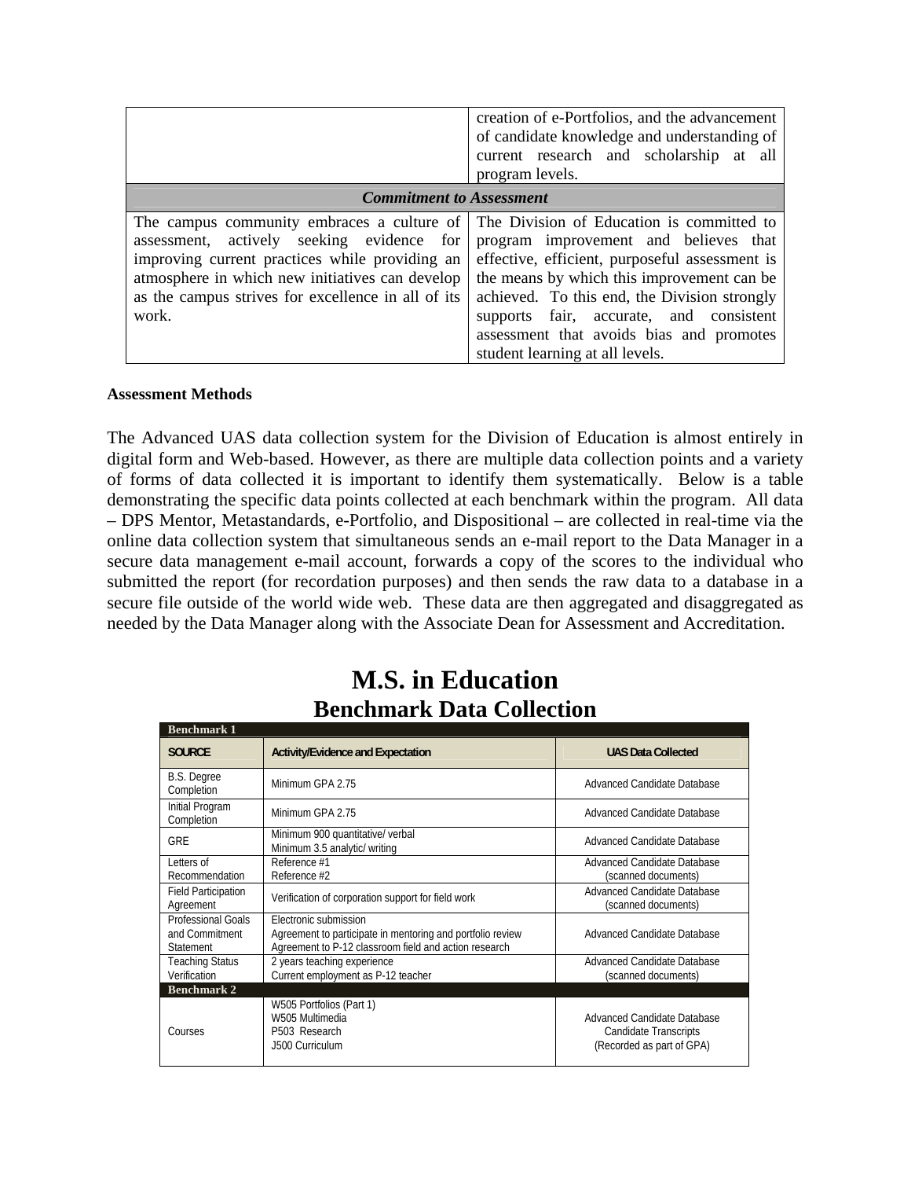| | |
|---|---|
| | creation of e-Portfolios, and the advancement of candidate knowledge and understanding of current research and scholarship at all program levels. |
| ***Commitment to Assessment*** | |
| The campus community embraces a culture of assessment, actively seeking evidence for improving current practices while providing an atmosphere in which new initiatives can develop as the campus strives for excellence in all of its work. | The Division of Education is committed to program improvement and believes that effective, efficient, purposeful assessment is the means by which this improvement can be achieved. To this end, the Division strongly supports fair, accurate, and consistent assessment that avoids bias and promotes student learning at all levels. |

**Assessment Methods**

The Advanced UAS data collection system for the Division of Education is almost entirely in digital form and Web-based. However, as there are multiple data collection points and a variety of forms of data collected it is important to identify them systematically. Below is a table demonstrating the specific data points collected at each benchmark within the program. All data – DPS Mentor, Metastandards, e-Portfolio, and Dispositional – are collected in real-time via the online data collection system that simultaneous sends an e-mail report to the Data Manager in a secure data management e-mail account, forwards a copy of the scores to the individual who submitted the report (for recordation purposes) and then sends the raw data to a database in a secure file outside of the world wide web. These data are then aggregated and disaggregated as needed by the Data Manager along with the Associate Dean for Assessment and Accreditation.

# M.S. in Education

## Benchmark Data Collection

| SOURCE | Activity/Evidence and Expectation | UAS Data Collected |
|---|---|---|
| **Benchmark 1** | | |
| B.S. Degree Completion | Minimum GPA 2.75 | Advanced Candidate Database |
| Initial Program Completion | Minimum GPA 2.75 | Advanced Candidate Database |
| GRE | Minimum 900 quantitative/ verbal<br>Minimum 3.5 analytic/ writing | Advanced Candidate Database |
| Letters of Recommendation | Reference #1<br>Reference #2 | Advanced Candidate Database (scanned documents) |
| Field Participation Agreement | Verification of corporation support for field work | Advanced Candidate Database (scanned documents) |
| Professional Goals and Commitment Statement | Electronic submission<br>Agreement to participate in mentoring and portfolio review<br>Agreement to P-12 classroom field and action research | Advanced Candidate Database |
| Teaching Status Verification | 2 years teaching experience<br>Current employment as P-12 teacher | Advanced Candidate Database (scanned documents) |
| **Benchmark 2** | | |
| Courses | W505 Portfolios (Part 1)<br>W505 Multimedia<br>P503 Research<br>J500 Curriculum | Advanced Candidate Database<br>Candidate Transcripts<br>(Recorded as part of GPA) |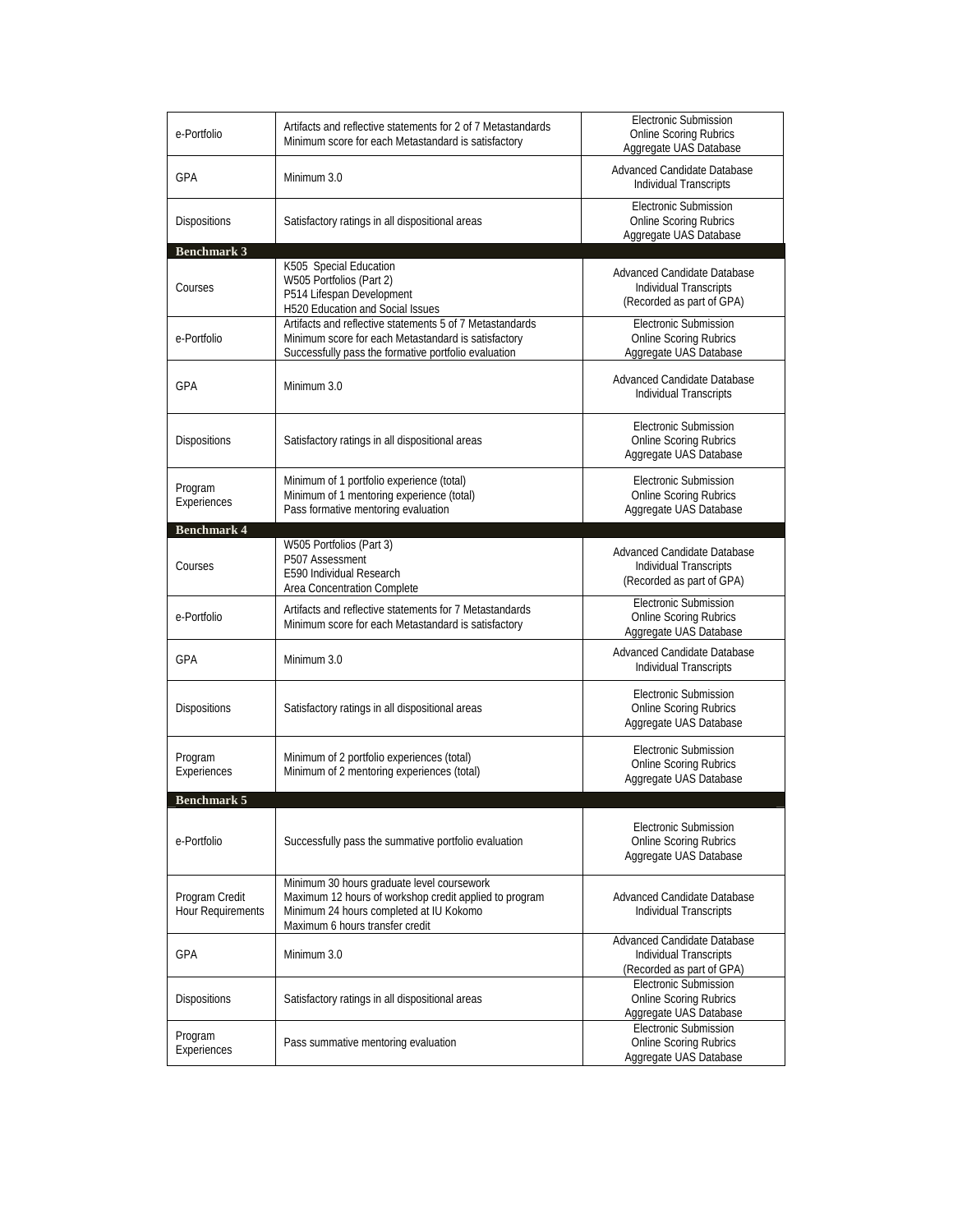| | | |
|---|---|---|
| e-Portfolio | Artifacts and reflective statements for 2 of 7 Metastandards<br>Minimum score for each Metastandard is satisfactory | Electronic Submission<br>Online Scoring Rubrics<br>Aggregate UAS Database |
| GPA | Minimum 3.0 | Advanced Candidate Database<br>Individual Transcripts |
| Dispositions | Satisfactory ratings in all dispositional areas | Electronic Submission<br>Online Scoring Rubrics<br>Aggregate UAS Database |
| **Benchmark 3** | | |
| Courses | K505 Special Education<br>W505 Portfolios (Part 2)<br>P514 Lifespan Development<br>H520 Education and Social Issues | Advanced Candidate Database<br>Individual Transcripts<br>(Recorded as part of GPA) |
| e-Portfolio | Artifacts and reflective statements 5 of 7 Metastandards<br>Minimum score for each Metastandard is satisfactory<br>Successfully pass the formative portfolio evaluation | Electronic Submission<br>Online Scoring Rubrics<br>Aggregate UAS Database |
| GPA | Minimum 3.0 | Advanced Candidate Database<br>Individual Transcripts |
| Dispositions | Satisfactory ratings in all dispositional areas | Electronic Submission<br>Online Scoring Rubrics<br>Aggregate UAS Database |
| Program Experiences | Minimum of 1 portfolio experience (total)<br>Minimum of 1 mentoring experience (total)<br>Pass formative mentoring evaluation | Electronic Submission<br>Online Scoring Rubrics<br>Aggregate UAS Database |
| **Benchmark 4** | | |
| Courses | W505 Portfolios (Part 3)<br>P507 Assessment<br>E590 Individual Research<br>Area Concentration Complete | Advanced Candidate Database<br>Individual Transcripts<br>(Recorded as part of GPA) |
| e-Portfolio | Artifacts and reflective statements for 7 Metastandards<br>Minimum score for each Metastandard is satisfactory | Electronic Submission<br>Online Scoring Rubrics<br>Aggregate UAS Database |
| GPA | Minimum 3.0 | Advanced Candidate Database<br>Individual Transcripts |
| Dispositions | Satisfactory ratings in all dispositional areas | Electronic Submission<br>Online Scoring Rubrics<br>Aggregate UAS Database |
| Program Experiences | Minimum of 2 portfolio experiences (total)<br>Minimum of 2 mentoring experiences (total) | Electronic Submission<br>Online Scoring Rubrics<br>Aggregate UAS Database |
| **Benchmark 5** | | |
| e-Portfolio | Successfully pass the summative portfolio evaluation | Electronic Submission<br>Online Scoring Rubrics<br>Aggregate UAS Database |
| Program Credit Hour Requirements | Minimum 30 hours graduate level coursework<br>Maximum 12 hours of workshop credit applied to program<br>Minimum 24 hours completed at IU Kokomo<br>Maximum 6 hours transfer credit | Advanced Candidate Database<br>Individual Transcripts |
| GPA | Minimum 3.0 | Advanced Candidate Database<br>Individual Transcripts<br>(Recorded as part of GPA) |
| Dispositions | Satisfactory ratings in all dispositional areas | Electronic Submission<br>Online Scoring Rubrics<br>Aggregate UAS Database |
| Program Experiences | Pass summative mentoring evaluation | Electronic Submission<br>Online Scoring Rubrics<br>Aggregate UAS Database |